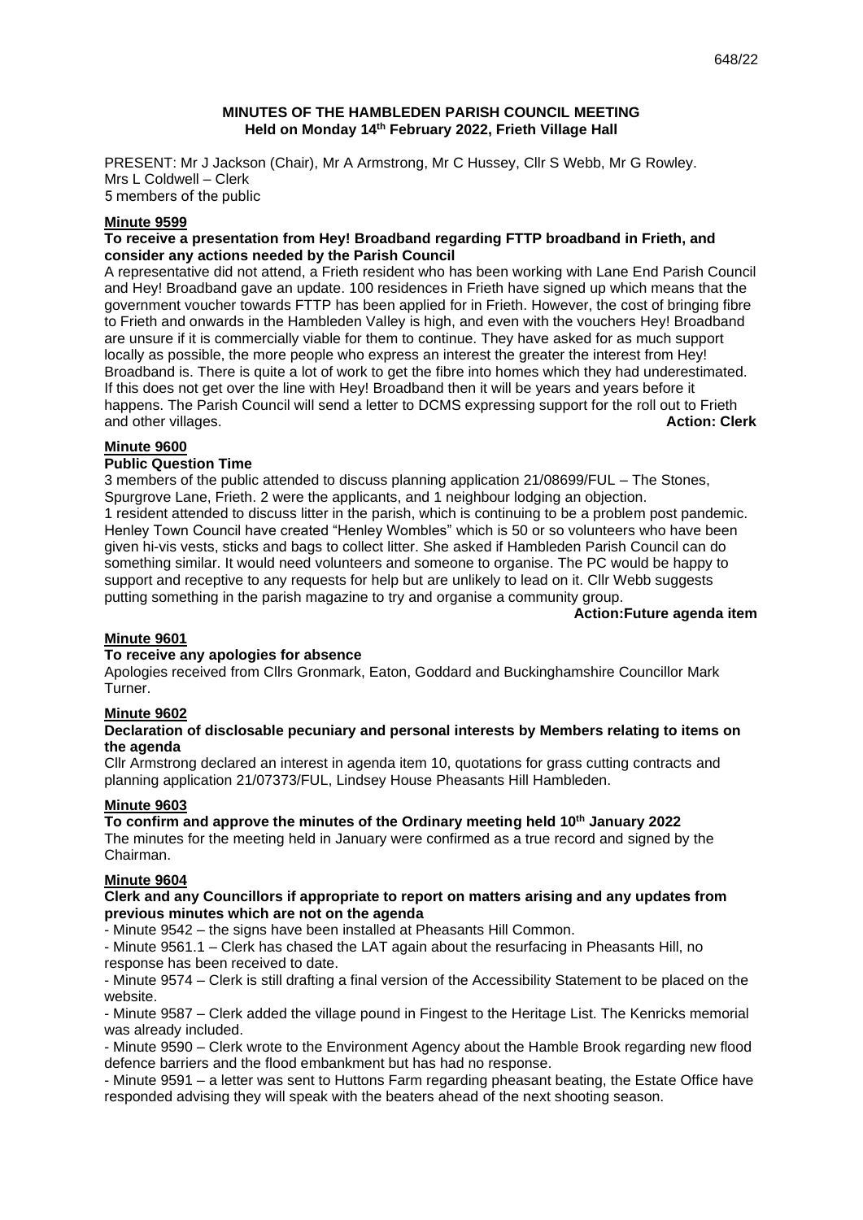648/22

# MINUTES OF THE HAMBLEDEN PARISH COUNCIL MEETING
## Held on Monday 14th February 2022, Frieth Village Hall

PRESENT: Mr J Jackson (Chair), Mr A Armstrong, Mr C Hussey, Cllr S Webb, Mr G Rowley.
Mrs L Coldwell – Clerk
5 members of the public

**Minute 9599**

**To receive a presentation from Hey! Broadband regarding FTTP broadband in Frieth, and consider any actions needed by the Parish Council**

A representative did not attend, a Frieth resident who has been working with Lane End Parish Council and Hey! Broadband gave an update. 100 residences in Frieth have signed up which means that the government voucher towards FTTP has been applied for in Frieth. However, the cost of bringing fibre to Frieth and onwards in the Hambleden Valley is high, and even with the vouchers Hey! Broadband are unsure if it is commercially viable for them to continue. They have asked for as much support locally as possible, the more people who express an interest the greater the interest from Hey! Broadband is. There is quite a lot of work to get the fibre into homes which they had underestimated. If this does not get over the line with Hey! Broadband then it will be years and years before it happens. The Parish Council will send a letter to DCMS expressing support for the roll out to Frieth and other villages. **Action: Clerk**

**Minute 9600**

**Public Question Time**

3 members of the public attended to discuss planning application 21/08699/FUL – The Stones, Spurgrove Lane, Frieth. 2 were the applicants, and 1 neighbour lodging an objection.

1 resident attended to discuss litter in the parish, which is continuing to be a problem post pandemic. Henley Town Council have created "Henley Wombles" which is 50 or so volunteers who have been given hi-vis vests, sticks and bags to collect litter. She asked if Hambleden Parish Council can do something similar. It would need volunteers and someone to organise. The PC would be happy to support and receptive to any requests for help but are unlikely to lead on it. Cllr Webb suggests putting something in the parish magazine to try and organise a community group.

**Action:Future agenda item**

**Minute 9601**

**To receive any apologies for absence**

Apologies received from Cllrs Gronmark, Eaton, Goddard and Buckinghamshire Councillor Mark Turner.

**Minute 9602**

**Declaration of disclosable pecuniary and personal interests by Members relating to items on the agenda**

Cllr Armstrong declared an interest in agenda item 10, quotations for grass cutting contracts and planning application 21/07373/FUL, Lindsey House Pheasants Hill Hambleden.

**Minute 9603**

**To confirm and approve the minutes of the Ordinary meeting held 10th January 2022**

The minutes for the meeting held in January were confirmed as a true record and signed by the Chairman.

**Minute 9604**

**Clerk and any Councillors if appropriate to report on matters arising and any updates from previous minutes which are not on the agenda**

- Minute 9542 – the signs have been installed at Pheasants Hill Common.
- Minute 9561.1 – Clerk has chased the LAT again about the resurfacing in Pheasants Hill, no response has been received to date.
- Minute 9574 – Clerk is still drafting a final version of the Accessibility Statement to be placed on the website.
- Minute 9587 – Clerk added the village pound in Fingest to the Heritage List. The Kenricks memorial was already included.
- Minute 9590 – Clerk wrote to the Environment Agency about the Hamble Brook regarding new flood defence barriers and the flood embankment but has had no response.
- Minute 9591 – a letter was sent to Huttons Farm regarding pheasant beating, the Estate Office have responded advising they will speak with the beaters ahead of the next shooting season.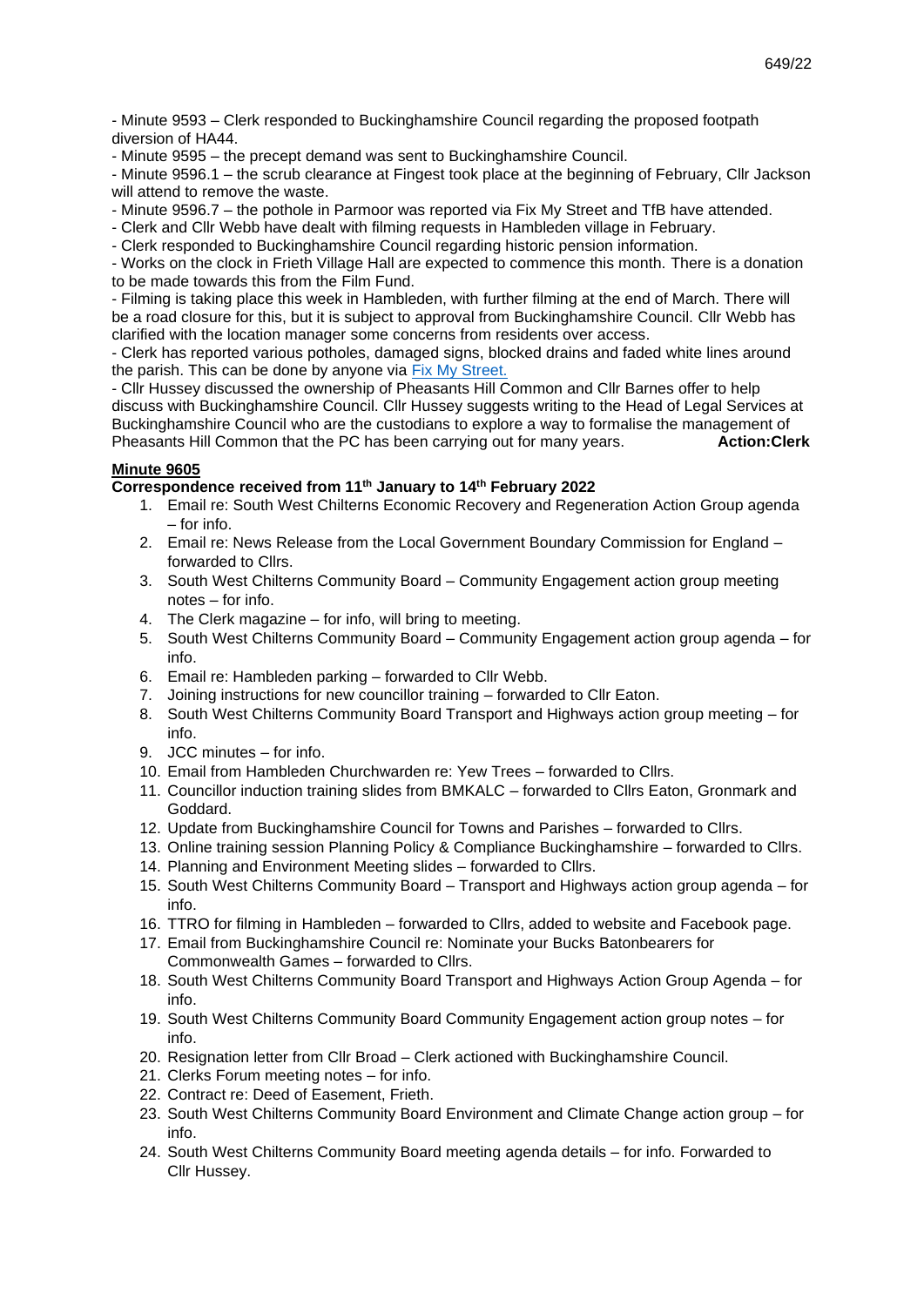- Minute 9593 – Clerk responded to Buckinghamshire Council regarding the proposed footpath diversion of HA44.

- Minute 9595 – the precept demand was sent to Buckinghamshire Council.

- Minute 9596.1 – the scrub clearance at Fingest took place at the beginning of February, Cllr Jackson will attend to remove the waste.

- Minute 9596.7 – the pothole in Parmoor was reported via Fix My Street and TfB have attended.

- Clerk and Cllr Webb have dealt with filming requests in Hambleden village in February.

- Clerk responded to Buckinghamshire Council regarding historic pension information.

- Works on the clock in Frieth Village Hall are expected to commence this month. There is a donation to be made towards this from the Film Fund.

- Filming is taking place this week in Hambleden, with further filming at the end of March. There will be a road closure for this, but it is subject to approval from Buckinghamshire Council. Cllr Webb has clarified with the location manager some concerns from residents over access.

- Clerk has reported various potholes, damaged signs, blocked drains and faded white lines around the parish. This can be done by anyone via Fix My Street.

- Cllr Hussey discussed the ownership of Pheasants Hill Common and Cllr Barnes offer to help discuss with Buckinghamshire Council. Cllr Hussey suggests writing to the Head of Legal Services at Buckinghamshire Council who are the custodians to explore a way to formalise the management of Pheasants Hill Common that the PC has been carrying out for many years. **Action:Clerk**

**Minute 9605**

**Correspondence received from 11th January to 14th February 2022**

1. Email re: South West Chilterns Economic Recovery and Regeneration Action Group agenda – for info.
2. Email re: News Release from the Local Government Boundary Commission for England – forwarded to Cllrs.
3. South West Chilterns Community Board – Community Engagement action group meeting notes – for info.
4. The Clerk magazine – for info, will bring to meeting.
5. South West Chilterns Community Board – Community Engagement action group agenda – for info.
6. Email re: Hambleden parking – forwarded to Cllr Webb.
7. Joining instructions for new councillor training – forwarded to Cllr Eaton.
8. South West Chilterns Community Board Transport and Highways action group meeting – for info.
9. JCC minutes – for info.
10. Email from Hambleden Churchwarden re: Yew Trees – forwarded to Cllrs.
11. Councillor induction training slides from BMKALC – forwarded to Cllrs Eaton, Gronmark and Goddard.
12. Update from Buckinghamshire Council for Towns and Parishes – forwarded to Cllrs.
13. Online training session Planning Policy & Compliance Buckinghamshire – forwarded to Cllrs.
14. Planning and Environment Meeting slides – forwarded to Cllrs.
15. South West Chilterns Community Board – Transport and Highways action group agenda – for info.
16. TTRO for filming in Hambleden – forwarded to Cllrs, added to website and Facebook page.
17. Email from Buckinghamshire Council re: Nominate your Bucks Batonbearers for Commonwealth Games – forwarded to Cllrs.
18. South West Chilterns Community Board Transport and Highways Action Group Agenda – for info.
19. South West Chilterns Community Board Community Engagement action group notes – for info.
20. Resignation letter from Cllr Broad – Clerk actioned with Buckinghamshire Council.
21. Clerks Forum meeting notes – for info.
22. Contract re: Deed of Easement, Frieth.
23. South West Chilterns Community Board Environment and Climate Change action group – for info.
24. South West Chilterns Community Board meeting agenda details – for info. Forwarded to Cllr Hussey.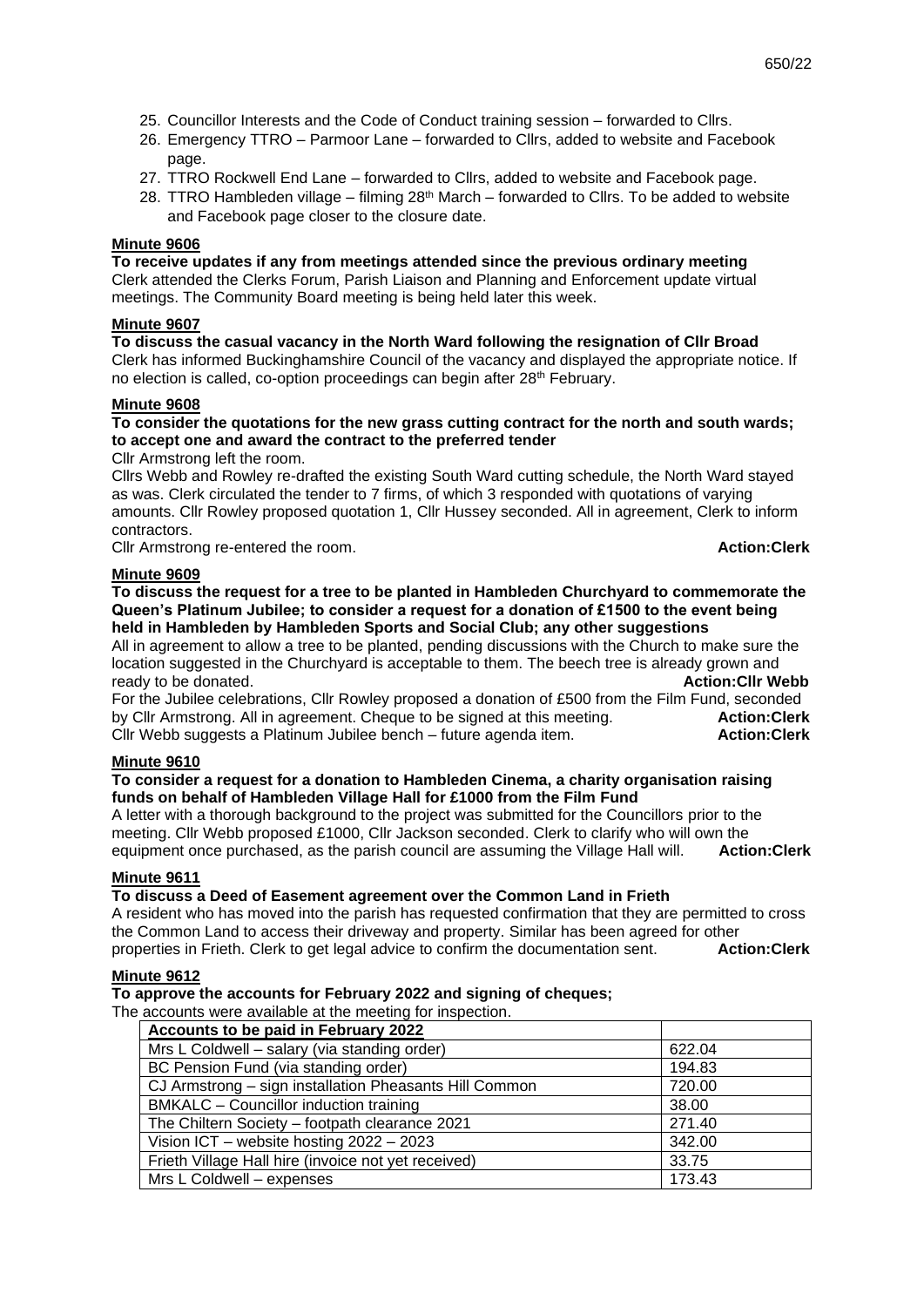25. Councillor Interests and the Code of Conduct training session – forwarded to Cllrs.
26. Emergency TTRO – Parmoor Lane – forwarded to Cllrs, added to website and Facebook page.
27. TTRO Rockwell End Lane – forwarded to Cllrs, added to website and Facebook page.
28. TTRO Hambleden village – filming 28th March – forwarded to Cllrs. To be added to website and Facebook page closer to the closure date.

**Minute 9606**

**To receive updates if any from meetings attended since the previous ordinary meeting**

Clerk attended the Clerks Forum, Parish Liaison and Planning and Enforcement update virtual meetings. The Community Board meeting is being held later this week.

**Minute 9607**

**To discuss the casual vacancy in the North Ward following the resignation of Cllr Broad**

Clerk has informed Buckinghamshire Council of the vacancy and displayed the appropriate notice. If no election is called, co-option proceedings can begin after 28th February.

**Minute 9608**

**To consider the quotations for the new grass cutting contract for the north and south wards; to accept one and award the contract to the preferred tender**

Cllr Armstrong left the room.

Cllrs Webb and Rowley re-drafted the existing South Ward cutting schedule, the North Ward stayed as was. Clerk circulated the tender to 7 firms, of which 3 responded with quotations of varying amounts. Cllr Rowley proposed quotation 1, Cllr Hussey seconded. All in agreement, Clerk to inform contractors.

Cllr Armstrong re-entered the room. **Action:Clerk**

**Minute 9609**

**To discuss the request for a tree to be planted in Hambleden Churchyard to commemorate the Queen's Platinum Jubilee; to consider a request for a donation of £1500 to the event being held in Hambleden by Hambleden Sports and Social Club; any other suggestions**

All in agreement to allow a tree to be planted, pending discussions with the Church to make sure the location suggested in the Churchyard is acceptable to them. The beech tree is already grown and ready to be donated. **Action:Cllr Webb**

For the Jubilee celebrations, Cllr Rowley proposed a donation of £500 from the Film Fund, seconded by Cllr Armstrong. All in agreement. Cheque to be signed at this meeting. **Action:Clerk**

Cllr Webb suggests a Platinum Jubilee bench – future agenda item. **Action:Clerk**

**Minute 9610**

**To consider a request for a donation to Hambleden Cinema, a charity organisation raising funds on behalf of Hambleden Village Hall for £1000 from the Film Fund**

A letter with a thorough background to the project was submitted for the Councillors prior to the meeting. Cllr Webb proposed £1000, Cllr Jackson seconded. Clerk to clarify who will own the equipment once purchased, as the parish council are assuming the Village Hall will. **Action:Clerk**

**Minute 9611**

**To discuss a Deed of Easement agreement over the Common Land in Frieth**

A resident who has moved into the parish has requested confirmation that they are permitted to cross the Common Land to access their driveway and property. Similar has been agreed for other properties in Frieth. Clerk to get legal advice to confirm the documentation sent. **Action:Clerk**

**Minute 9612**

**To approve the accounts for February 2022 and signing of cheques;**

The accounts were available at the meeting for inspection.

| Accounts to be paid in February 2022 | |
|---|---|
| Mrs L Coldwell – salary (via standing order) | 622.04 |
| BC Pension Fund (via standing order) | 194.83 |
| CJ Armstrong – sign installation Pheasants Hill Common | 720.00 |
| BMKALC – Councillor induction training | 38.00 |
| The Chiltern Society – footpath clearance 2021 | 271.40 |
| Vision ICT – website hosting 2022 – 2023 | 342.00 |
| Frieth Village Hall hire (invoice not yet received) | 33.75 |
| Mrs L Coldwell – expenses | 173.43 |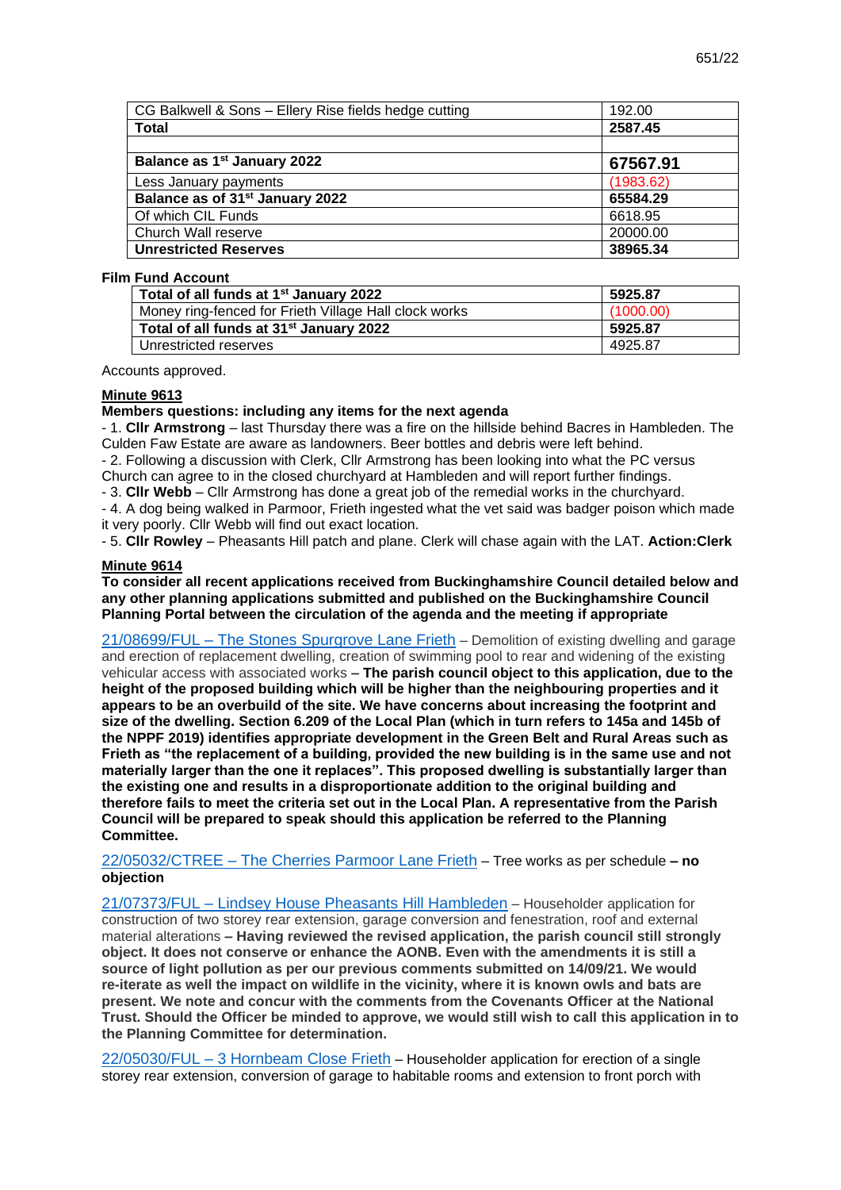| CG Balkwell & Sons – Ellery Rise fields hedge cutting | 192.00 |
|---|---|
| **Total** | **2587.45** |
| | |
| **Balance as 1st January 2022** | **67567.91** |
| Less January payments | (1983.62) |
| **Balance as of 31st January 2022** | **65584.29** |
| Of which CIL Funds | 6618.95 |
| Church Wall reserve | 20000.00 |
| **Unrestricted Reserves** | **38965.34** |

**Film Fund Account**

| **Total of all funds at 1st January 2022** | **5925.87** |
|---|---|
| Money ring-fenced for Frieth Village Hall clock works | (1000.00) |
| **Total of all funds at 31st January 2022** | **5925.87** |
| Unrestricted reserves | 4925.87 |

Accounts approved.

**Minute 9613**

**Members questions: including any items for the next agenda**

- 1. **Cllr Armstrong** – last Thursday there was a fire on the hillside behind Bacres in Hambleden. The Culden Faw Estate are aware as landowners. Beer bottles and debris were left behind.
- 2. Following a discussion with Clerk, Cllr Armstrong has been looking into what the PC versus Church can agree to in the closed churchyard at Hambleden and will report further findings.
- 3. **Cllr Webb** – Cllr Armstrong has done a great job of the remedial works in the churchyard.
- 4. A dog being walked in Parmoor, Frieth ingested what the vet said was badger poison which made it very poorly. Cllr Webb will find out exact location.
- 5. **Cllr Rowley** – Pheasants Hill patch and plane. Clerk will chase again with the LAT. **Action:Clerk**

**Minute 9614**

**To consider all recent applications received from Buckinghamshire Council detailed below and any other planning applications submitted and published on the Buckinghamshire Council Planning Portal between the circulation of the agenda and the meeting if appropriate**

21/08699/FUL – The Stones Spurgrove Lane Frieth – Demolition of existing dwelling and garage and erection of replacement dwelling, creation of swimming pool to rear and widening of the existing vehicular access with associated works **– The parish council object to this application, due to the height of the proposed building which will be higher than the neighbouring properties and it appears to be an overbuild of the site. We have concerns about increasing the footprint and size of the dwelling. Section 6.209 of the Local Plan (which in turn refers to 145a and 145b of the NPPF 2019) identifies appropriate development in the Green Belt and Rural Areas such as Frieth as "the replacement of a building, provided the new building is in the same use and not materially larger than the one it replaces". This proposed dwelling is substantially larger than the existing one and results in a disproportionate addition to the original building and therefore fails to meet the criteria set out in the Local Plan. A representative from the Parish Council will be prepared to speak should this application be referred to the Planning Committee.**

22/05032/CTREE – The Cherries Parmoor Lane Frieth – Tree works as per schedule **– no objection**

21/07373/FUL – Lindsey House Pheasants Hill Hambleden – Householder application for construction of two storey rear extension, garage conversion and fenestration, roof and external material alterations **– Having reviewed the revised application, the parish council still strongly object. It does not conserve or enhance the AONB. Even with the amendments it is still a source of light pollution as per our previous comments submitted on 14/09/21. We would re-iterate as well the impact on wildlife in the vicinity, where it is known owls and bats are present. We note and concur with the comments from the Covenants Officer at the National Trust. Should the Officer be minded to approve, we would still wish to call this application in to the Planning Committee for determination.**

22/05030/FUL – 3 Hornbeam Close Frieth – Householder application for erection of a single storey rear extension, conversion of garage to habitable rooms and extension to front porch with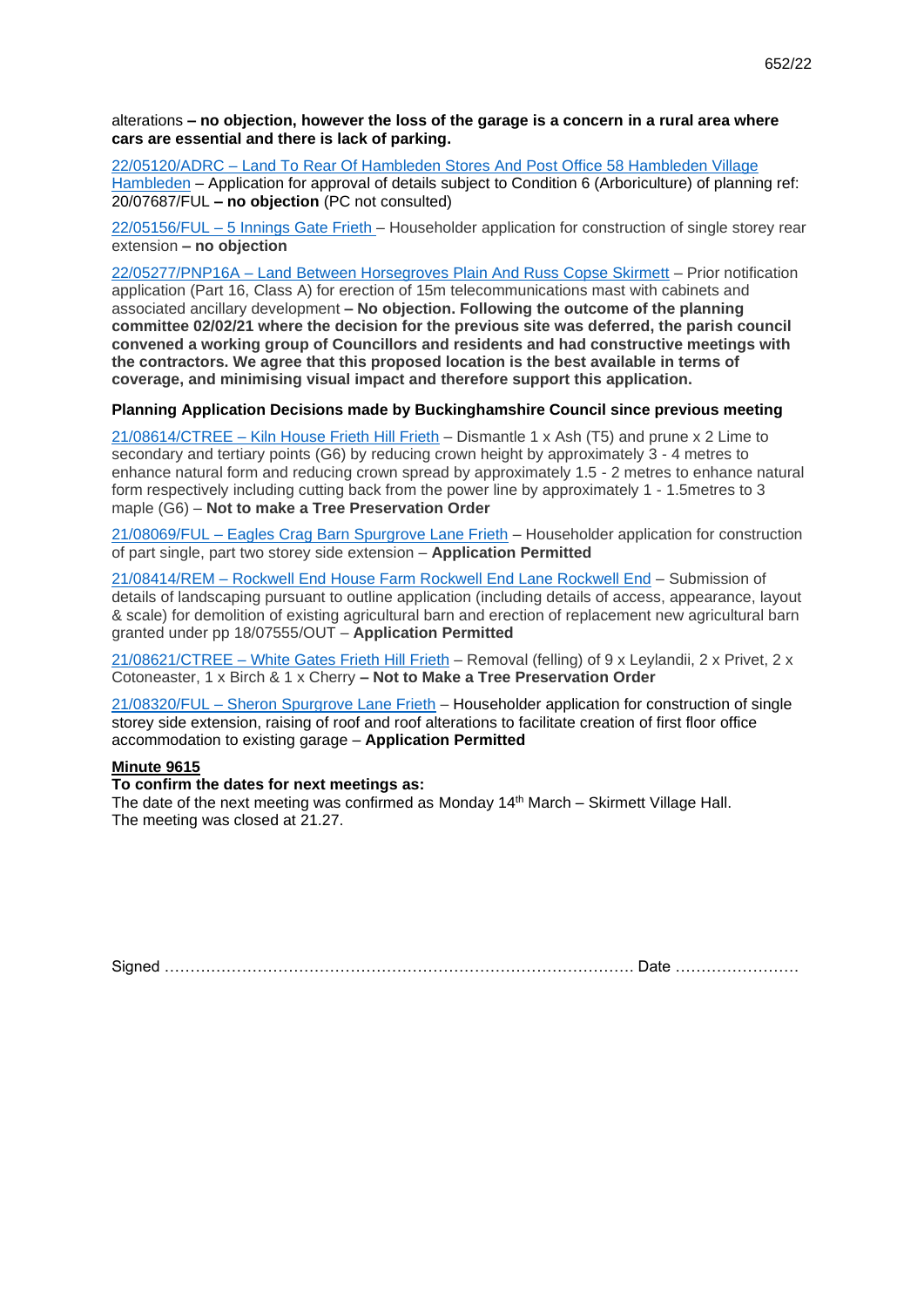alterations **– no objection, however the loss of the garage is a concern in a rural area where cars are essential and there is lack of parking.**

22/05120/ADRC – Land To Rear Of Hambleden Stores And Post Office 58 Hambleden Village Hambleden – Application for approval of details subject to Condition 6 (Arboriculture) of planning ref: 20/07687/FUL **– no objection** (PC not consulted)

22/05156/FUL – 5 Innings Gate Frieth – Householder application for construction of single storey rear extension **– no objection**

22/05277/PNP16A – Land Between Horsegroves Plain And Russ Copse Skirmett – Prior notification application (Part 16, Class A) for erection of 15m telecommunications mast with cabinets and associated ancillary development **– No objection. Following the outcome of the planning committee 02/02/21 where the decision for the previous site was deferred, the parish council convened a working group of Councillors and residents and had constructive meetings with the contractors. We agree that this proposed location is the best available in terms of coverage, and minimising visual impact and therefore support this application.**

**Planning Application Decisions made by Buckinghamshire Council since previous meeting**

21/08614/CTREE – Kiln House Frieth Hill Frieth – Dismantle 1 x Ash (T5) and prune x 2 Lime to secondary and tertiary points (G6) by reducing crown height by approximately 3 - 4 metres to enhance natural form and reducing crown spread by approximately 1.5 - 2 metres to enhance natural form respectively including cutting back from the power line by approximately 1 - 1.5metres to 3 maple (G6) – **Not to make a Tree Preservation Order**

21/08069/FUL – Eagles Crag Barn Spurgrove Lane Frieth – Householder application for construction of part single, part two storey side extension – **Application Permitted**

21/08414/REM – Rockwell End House Farm Rockwell End Lane Rockwell End – Submission of details of landscaping pursuant to outline application (including details of access, appearance, layout & scale) for demolition of existing agricultural barn and erection of replacement new agricultural barn granted under pp 18/07555/OUT – **Application Permitted**

21/08621/CTREE – White Gates Frieth Hill Frieth – Removal (felling) of 9 x Leylandii, 2 x Privet, 2 x Cotoneaster, 1 x Birch & 1 x Cherry **– Not to Make a Tree Preservation Order**

21/08320/FUL – Sheron Spurgrove Lane Frieth – Householder application for construction of single storey side extension, raising of roof and roof alterations to facilitate creation of first floor office accommodation to existing garage – **Application Permitted**

**Minute 9615**

**To confirm the dates for next meetings as:**

The date of the next meeting was confirmed as Monday 14th March – Skirmett Village Hall.
The meeting was closed at 21.27.

Signed ……………………………………………………………………………… Date ……………………